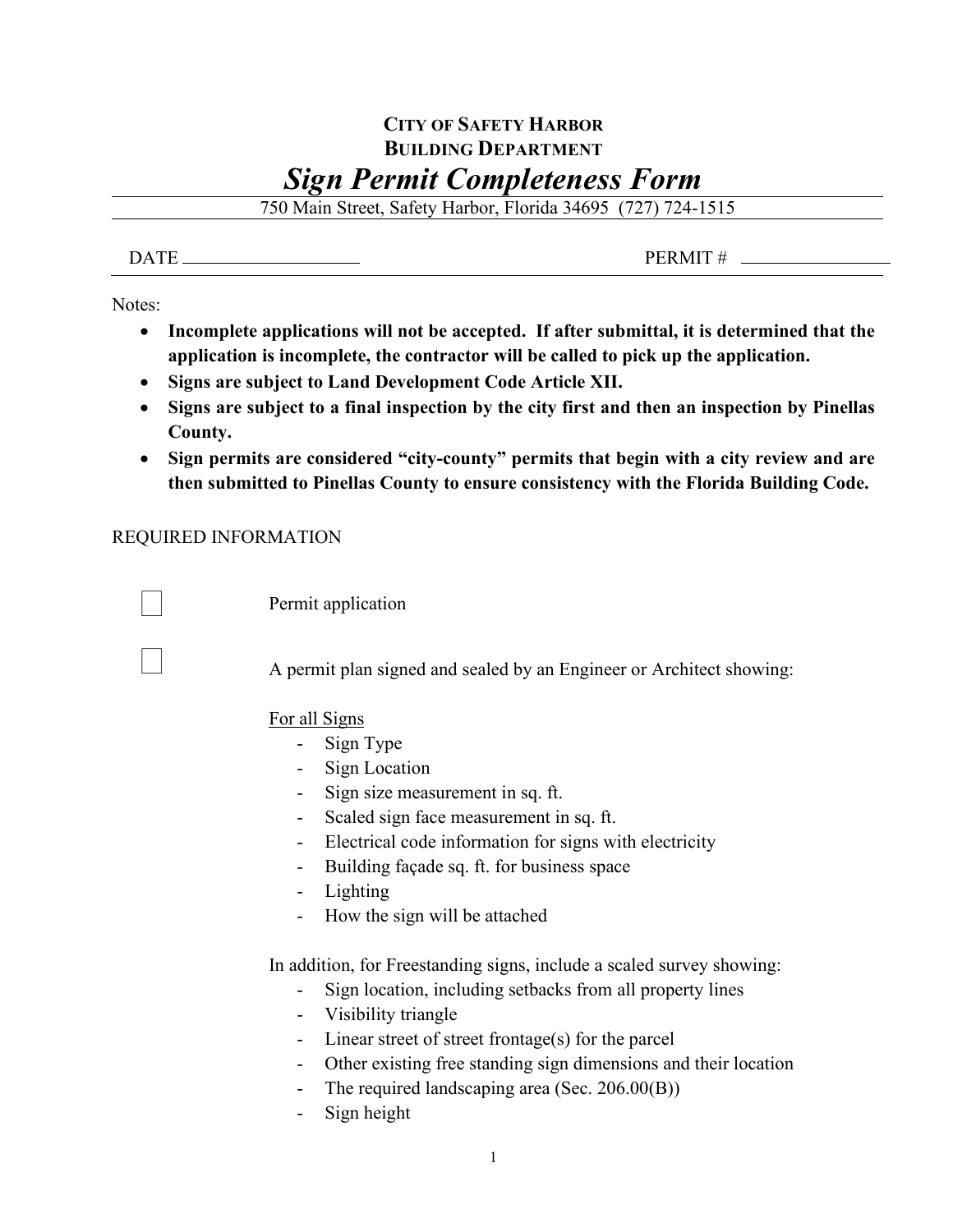**CITY OF SAFETY HARBOR**
**BUILDING DEPARTMENT**

# *Sign Permit Completeness Form*

750 Main Street, Safety Harbor, Florida 34695 (727) 724-1515

DATE ____________________ PERMIT # ________________

Notes:

- **Incomplete applications will not be accepted. If after submittal, it is determined that the application is incomplete, the contractor will be called to pick up the application.**
- **Signs are subject to Land Development Code Article XII.**
- **Signs are subject to a final inspection by the city first and then an inspection by Pinellas County.**
- **Sign permits are considered "city-county" permits that begin with a city review and are then submitted to Pinellas County to ensure consistency with the Florida Building Code.**

REQUIRED INFORMATION

☐ Permit application

☐ A permit plan signed and sealed by an Engineer or Architect showing:

<u>For all Signs</u>

- Sign Type
- Sign Location
- Sign size measurement in sq. ft.
- Scaled sign face measurement in sq. ft.
- Electrical code information for signs with electricity
- Building façade sq. ft. for business space
- Lighting
- How the sign will be attached

In addition, for Freestanding signs, include a scaled survey showing:

- Sign location, including setbacks from all property lines
- Visibility triangle
- Linear street of street frontage(s) for the parcel
- Other existing free standing sign dimensions and their location
- The required landscaping area (Sec. 206.00(B))
- Sign height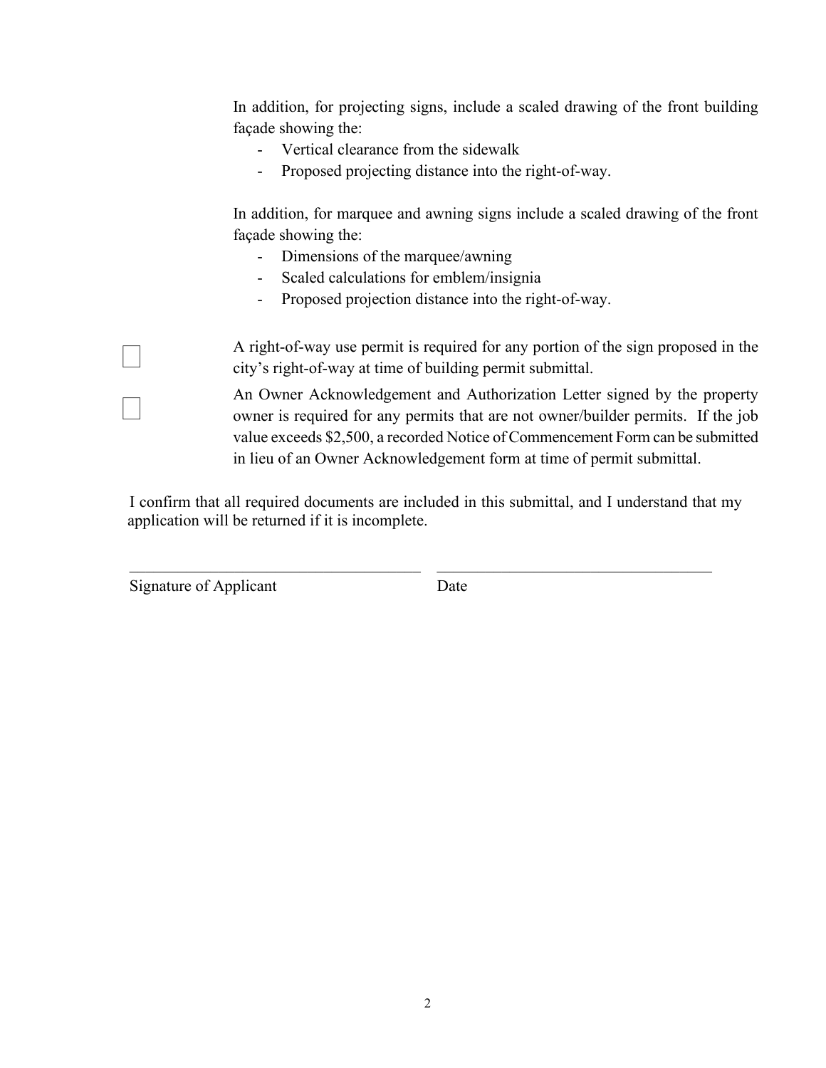In addition, for projecting signs, include a scaled drawing of the front building façade showing the:

- Vertical clearance from the sidewalk
- Proposed projecting distance into the right-of-way.

In addition, for marquee and awning signs include a scaled drawing of the front façade showing the:

- Dimensions of the marquee/awning
- Scaled calculations for emblem/insignia
- Proposed projection distance into the right-of-way.

☐ A right-of-way use permit is required for any portion of the sign proposed in the city's right-of-way at time of building permit submittal.

☐ An Owner Acknowledgement and Authorization Letter signed by the property owner is required for any permits that are not owner/builder permits. If the job value exceeds $2,500, a recorded Notice of Commencement Form can be submitted in lieu of an Owner Acknowledgement form at time of permit submittal.

I confirm that all required documents are included in this submittal, and I understand that my application will be returned if it is incomplete.

______________________________ ______________________________

Signature of Applicant Date